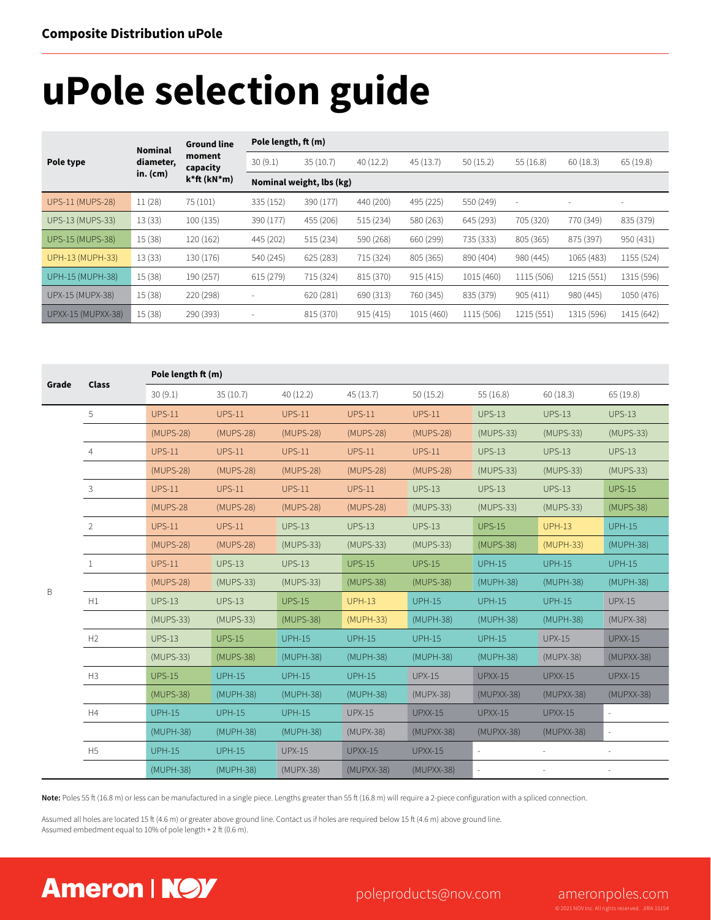Composite Distribution uPole

# uPole selection guide

| Pole type | Nominal diameter, in. (cm) | Ground line moment capacity k*ft (kN*m) | Pole length, ft (m) | | | | | | | |
|---|---|---|---|---|---|---|---|---|---|---|
| | | | 30 (9.1) | 35 (10.7) | 40 (12.2) | 45 (13.7) | 50 (15.2) | 55 (16.8) | 60 (18.3) | 65 (19.8) |
| | | | Nominal weight, lbs (kg) | | | | | | | |
| UPS-11 (MUPS-28) | 11 (28) | 75 (101) | 335 (152) | 390 (177) | 440 (200) | 495 (225) | 550 (249) | - | - | - |
| UPS-13 (MUPS-33) | 13 (33) | 100 (135) | 390 (177) | 455 (206) | 515 (234) | 580 (263) | 645 (293) | 705 (320) | 770 (349) | 835 (379) |
| UPS-15 (MUPS-38) | 15 (38) | 120 (162) | 445 (202) | 515 (234) | 590 (268) | 660 (299) | 735 (333) | 805 (365) | 875 (397) | 950 (431) |
| UPH-13 (MUPH-33) | 13 (33) | 130 (176) | 540 (245) | 625 (283) | 715 (324) | 805 (365) | 890 (404) | 980 (445) | 1065 (483) | 1155 (524) |
| UPH-15 (MUPH-38) | 15 (38) | 190 (257) | 615 (279) | 715 (324) | 815 (370) | 915 (415) | 1015 (460) | 1115 (506) | 1215 (551) | 1315 (596) |
| UPX-15 (MUPX-38) | 15 (38) | 220 (298) | - | 620 (281) | 690 (313) | 760 (345) | 835 (379) | 905 (411) | 980 (445) | 1050 (476) |
| UPXX-15 (MUPXX-38) | 15 (38) | 290 (393) | - | 815 (370) | 915 (415) | 1015 (460) | 1115 (506) | 1215 (551) | 1315 (596) | 1415 (642) |

| Grade | Class | Pole length ft (m) | | | | | | | |
|---|---|---|---|---|---|---|---|---|---|
| | | 30 (9.1) | 35 (10.7) | 40 (12.2) | 45 (13.7) | 50 (15.2) | 55 (16.8) | 60 (18.3) | 65 (19.8) |
| B | 5 | UPS-11 | UPS-11 | UPS-11 | UPS-11 | UPS-11 | UPS-13 | UPS-13 | UPS-13 |
| | | (MUPS-28) | (MUPS-28) | (MUPS-28) | (MUPS-28) | (MUPS-28) | (MUPS-33) | (MUPS-33) | (MUPS-33) |
| | 4 | UPS-11 | UPS-11 | UPS-11 | UPS-11 | UPS-11 | UPS-13 | UPS-13 | UPS-13 |
| | | (MUPS-28) | (MUPS-28) | (MUPS-28) | (MUPS-28) | (MUPS-28) | (MUPS-33) | (MUPS-33) | (MUPS-33) |
| | 3 | UPS-11 | UPS-11 | UPS-11 | UPS-11 | UPS-13 | UPS-13 | UPS-13 | UPS-15 |
| | | (MUPS-28 | (MUPS-28) | (MUPS-28) | (MUPS-28) | (MUPS-33) | (MUPS-33) | (MUPS-33) | (MUPS-38) |
| | 2 | UPS-11 | UPS-11 | UPS-13 | UPS-13 | UPS-13 | UPS-15 | UPH-13 | UPH-15 |
| | | (MUPS-28) | (MUPS-28) | (MUPS-33) | (MUPS-33) | (MUPS-33) | (MUPS-38) | (MUPH-33) | (MUPH-38) |
| | 1 | UPS-11 | UPS-13 | UPS-13 | UPS-15 | UPS-15 | UPH-15 | UPH-15 | UPH-15 |
| | | (MUPS-28) | (MUPS-33) | (MUPS-33) | (MUPS-38) | (MUPS-38) | (MUPH-38) | (MUPH-38) | (MUPH-38) |
| | H1 | UPS-13 | UPS-13 | UPS-15 | UPH-13 | UPH-15 | UPH-15 | UPH-15 | UPX-15 |
| | | (MUPS-33) | (MUPS-33) | (MUPS-38) | (MUPH-33) | (MUPH-38) | (MUPH-38) | (MUPH-38) | (MUPX-38) |
| | H2 | UPS-13 | UPS-15 | UPH-15 | UPH-15 | UPH-15 | UPH-15 | UPX-15 | UPXX-15 |
| | | (MUPS-33) | (MUPS-38) | (MUPH-38) | (MUPH-38) | (MUPH-38) | (MUPH-38) | (MUPX-38) | (MUPXX-38) |
| | H3 | UPS-15 | UPH-15 | UPH-15 | UPH-15 | UPX-15 | UPXX-15 | UPXX-15 | UPXX-15 |
| | | (MUPS-38) | (MUPH-38) | (MUPH-38) | (MUPH-38) | (MUPX-38) | (MUPXX-38) | (MUPXX-38) | (MUPXX-38) |
| | H4 | UPH-15 | UPH-15 | UPH-15 | UPX-15 | UPXX-15 | UPXX-15 | UPXX-15 | - |
| | | (MUPH-38) | (MUPH-38) | (MUPH-38) | (MUPX-38) | (MUPXX-38) | (MUPXX-38) | (MUPXX-38) | - |
| | H5 | UPH-15 | UPH-15 | UPX-15 | UPXX-15 | UPXX-15 | - | - | - |
| | | (MUPH-38) | (MUPH-38) | (MUPX-38) | (MUPXX-38) | (MUPXX-38) | - | - | - |

**Note:** Poles 55 ft (16.8 m) or less can be manufactured in a single piece. Lengths greater than 55 ft (16.8 m) will require a 2-piece configuration with a spliced connection.

Assumed all holes are located 15 ft (4.6 m) or greater above ground line. Contact us if holes are required below 15 ft (4.6 m) above ground line.
Assumed embedment equal to 10% of pole length + 2 ft (0.6 m).

Ameron | NOV

poleproducts@nov.com

ameronpoles.com

© 2021 NOV Inc. All rights reserved. JIRA 15154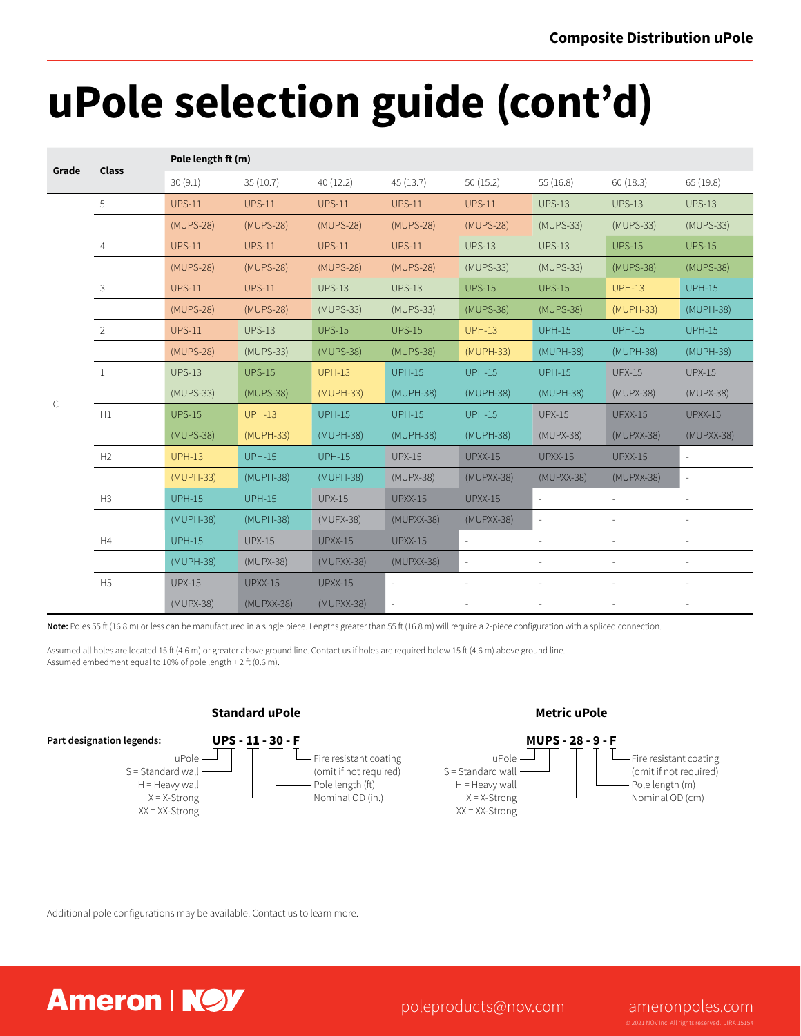# uPole selection guide (cont'd)

| Grade | Class | Pole length ft (m) | | | | | | | |
|---|---|---|---|---|---|---|---|---|---|
| | | 30 (9.1) | 35 (10.7) | 40 (12.2) | 45 (13.7) | 50 (15.2) | 55 (16.8) | 60 (18.3) | 65 (19.8) |
| C | 5 | UPS-11 | UPS-11 | UPS-11 | UPS-11 | UPS-11 | UPS-13 | UPS-13 | UPS-13 |
| | | (MUPS-28) | (MUPS-28) | (MUPS-28) | (MUPS-28) | (MUPS-28) | (MUPS-33) | (MUPS-33) | (MUPS-33) |
| | 4 | UPS-11 | UPS-11 | UPS-11 | UPS-11 | UPS-13 | UPS-13 | UPS-15 | UPS-15 |
| | | (MUPS-28) | (MUPS-28) | (MUPS-28) | (MUPS-28) | (MUPS-33) | (MUPS-33) | (MUPS-38) | (MUPS-38) |
| | 3 | UPS-11 | UPS-11 | UPS-13 | UPS-13 | UPS-15 | UPS-15 | UPH-13 | UPH-15 |
| | | (MUPS-28) | (MUPS-28) | (MUPS-33) | (MUPS-33) | (MUPS-38) | (MUPS-38) | (MUPH-33) | (MUPH-38) |
| | 2 | UPS-11 | UPS-13 | UPS-15 | UPS-15 | UPH-13 | UPH-15 | UPH-15 | UPH-15 |
| | | (MUPS-28) | (MUPS-33) | (MUPS-38) | (MUPS-38) | (MUPH-33) | (MUPH-38) | (MUPH-38) | (MUPH-38) |
| | 1 | UPS-13 | UPS-15 | UPH-13 | UPH-15 | UPH-15 | UPH-15 | UPX-15 | UPX-15 |
| | | (MUPS-33) | (MUPS-38) | (MUPH-33) | (MUPH-38) | (MUPH-38) | (MUPH-38) | (MUPX-38) | (MUPX-38) |
| | H1 | UPS-15 | UPH-13 | UPH-15 | UPH-15 | UPH-15 | UPX-15 | UPXX-15 | UPXX-15 |
| | | (MUPS-38) | (MUPH-33) | (MUPH-38) | (MUPH-38) | (MUPH-38) | (MUPX-38) | (MUPXX-38) | (MUPXX-38) |
| | H2 | UPH-13 | UPH-15 | UPH-15 | UPX-15 | UPXX-15 | UPXX-15 | UPXX-15 | - |
| | | (MUPH-33) | (MUPH-38) | (MUPH-38) | (MUPX-38) | (MUPXX-38) | (MUPXX-38) | (MUPXX-38) | - |
| | H3 | UPH-15 | UPH-15 | UPX-15 | UPXX-15 | UPXX-15 | - | - | - |
| | | (MUPH-38) | (MUPH-38) | (MUPX-38) | (MUPXX-38) | (MUPXX-38) | - | - | - |
| | H4 | UPH-15 | UPX-15 | UPXX-15 | UPXX-15 | - | - | - | - |
| | | (MUPH-38) | (MUPX-38) | (MUPXX-38) | (MUPXX-38) | - | - | - | - |
| | H5 | UPX-15 | UPXX-15 | UPXX-15 | - | - | - | - | - |
| | | (MUPX-38) | (MUPXX-38) | (MUPXX-38) | - | - | - | - | - |

**Note:** Poles 55 ft (16.8 m) or less can be manufactured in a single piece. Lengths greater than 55 ft (16.8 m) will require a 2-piece configuration with a spliced connection.

Assumed all holes are located 15 ft (4.6 m) or greater above ground line. Contact us if holes are required below 15 ft (4.6 m) above ground line.
Assumed embedment equal to 10% of pole length + 2 ft (0.6 m).

**Part designation legends:**

**Standard uPole**

**UPS - 11 - 30 - F**

- uPole
- S = Standard wall
- H = Heavy wall
- X = X-Strong
- XX = XX-Strong
- Nominal OD (in.)
- Pole length (ft)
- Fire resistant coating (omit if not required)

**Metric uPole**

**MUPS - 28 - 9 - F**

- uPole
- S = Standard wall
- H = Heavy wall
- X = X-Strong
- XX = XX-Strong
- Nominal OD (cm)
- Pole length (m)
- Fire resistant coating (omit if not required)

Additional pole configurations may be available. Contact us to learn more.

Ameron | NOV

poleproducts@nov.com

ameronpoles.com

© 2021 NOV Inc. All rights reserved. JIRA 15154